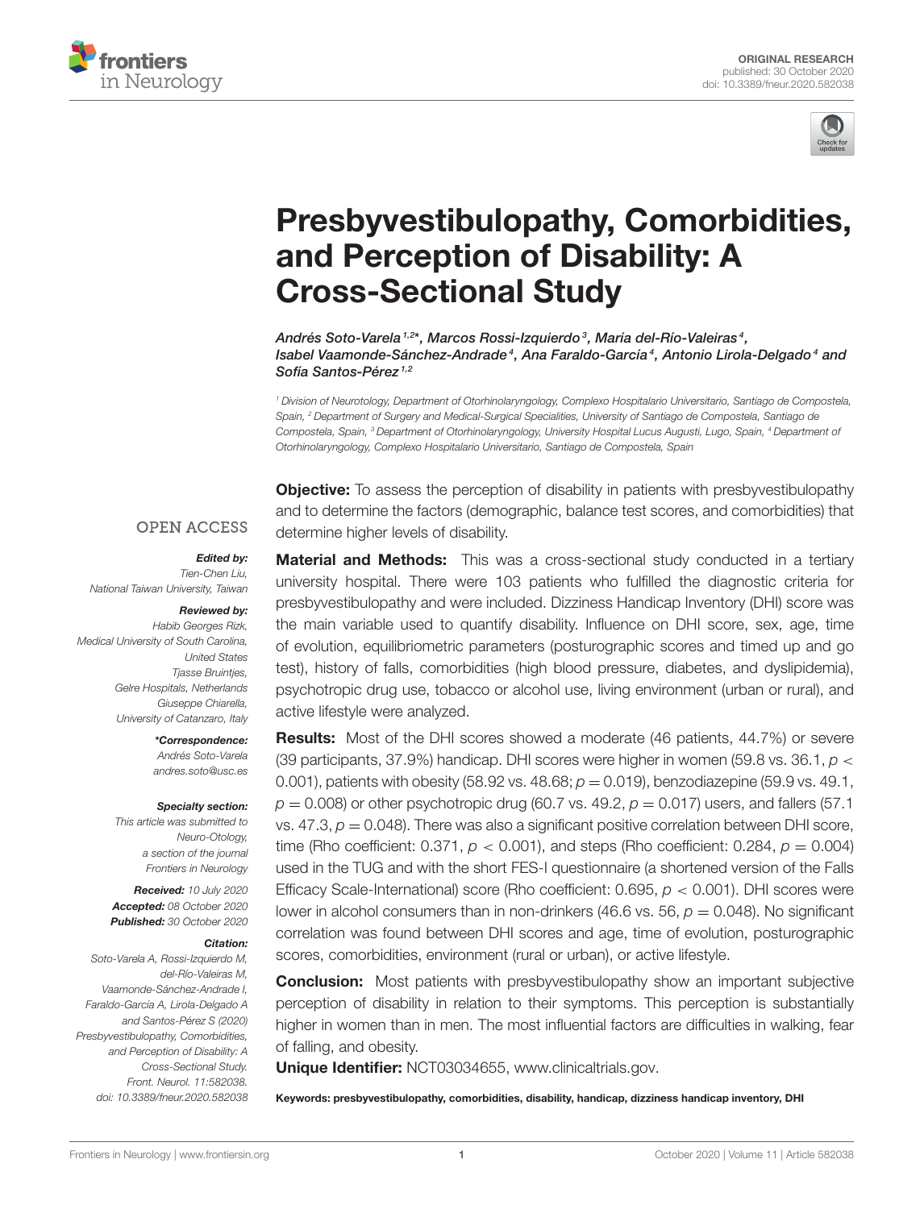ORIGINAL RESEARCH
published: 30 October 2020
doi: 10.3389/fneur.2020.582038

# Presbyvestibulopathy, Comorbidities, and Perception of Disability: A Cross-Sectional Study

*Andrés Soto-Varela[1,2*], Marcos Rossi-Izquierdo[3], María del-Río-Valeiras[4], Isabel Vaamonde-Sánchez-Andrade[4], Ana Faraldo-García[4], Antonio Lirola-Delgado[4] and Sofía Santos-Pérez[1,2]*

[1] Division of Neurotology, Department of Otorhinolaryngology, Complexo Hospitalario Universitario, Santiago de Compostela, Spain, [2] Department of Surgery and Medical-Surgical Specialities, University of Santiago de Compostela, Santiago de Compostela, Spain, [3] Department of Otorhinolaryngology, University Hospital Lucus Augusti, Lugo, Spain, [4] Department of Otorhinolaryngology, Complexo Hospitalario Universitario, Santiago de Compostela, Spain

OPEN ACCESS

***Edited by:***
Tien-Chen Liu,
National Taiwan University, Taiwan

***Reviewed by:***
Habib Georges Rizk,
Medical University of South Carolina, United States
Tjasse Bruintjes,
Gelre Hospitals, Netherlands
Giuseppe Chiarella,
University of Catanzaro, Italy

***\*Correspondence:***
Andrés Soto-Varela
andres.soto@usc.es

***Specialty section:***
This article was submitted to Neuro-Otology, a section of the journal Frontiers in Neurology

***Received:*** 10 July 2020
***Accepted:*** 08 October 2020
***Published:*** 30 October 2020

***Citation:***
Soto-Varela A, Rossi-Izquierdo M, del-Río-Valeiras M, Vaamonde-Sánchez-Andrade I, Faraldo-García A, Lirola-Delgado A and Santos-Pérez S (2020) Presbyvestibulopathy, Comorbidities, and Perception of Disability: A Cross-Sectional Study. Front. Neurol. 11:582038. doi: 10.3389/fneur.2020.582038

**Objective:** To assess the perception of disability in patients with presbyvestibulopathy and to determine the factors (demographic, balance test scores, and comorbidities) that determine higher levels of disability.

**Material and Methods:** This was a cross-sectional study conducted in a tertiary university hospital. There were 103 patients who fulfilled the diagnostic criteria for presbyvestibulopathy and were included. Dizziness Handicap Inventory (DHI) score was the main variable used to quantify disability. Influence on DHI score, sex, age, time of evolution, equilibriometric parameters (posturographic scores and timed up and go test), history of falls, comorbidities (high blood pressure, diabetes, and dyslipidemia), psychotropic drug use, tobacco or alcohol use, living environment (urban or rural), and active lifestyle were analyzed.

**Results:** Most of the DHI scores showed a moderate (46 patients, 44.7%) or severe (39 participants, 37.9%) handicap. DHI scores were higher in women (59.8 vs. 36.1, $p < 0.001$), patients with obesity (58.92 vs. 48.68; $p = 0.019$), benzodiazepine (59.9 vs. 49.1, $p = 0.008$) or other psychotropic drug (60.7 vs. 49.2, $p = 0.017$) users, and fallers (57.1 vs. 47.3, $p = 0.048$). There was also a significant positive correlation between DHI score, time (Rho coefficient: 0.371, $p < 0.001$), and steps (Rho coefficient: 0.284, $p = 0.004$) used in the TUG and with the short FES-I questionnaire (a shortened version of the Falls Efficacy Scale-International) score (Rho coefficient: 0.695, $p < 0.001$). DHI scores were lower in alcohol consumers than in non-drinkers (46.6 vs. 56, $p = 0.048$). No significant correlation was found between DHI scores and age, time of evolution, posturographic scores, comorbidities, environment (rural or urban), or active lifestyle.

**Conclusion:** Most patients with presbyvestibulopathy show an important subjective perception of disability in relation to their symptoms. This perception is substantially higher in women than in men. The most influential factors are difficulties in walking, fear of falling, and obesity.

**Unique Identifier:** NCT03034655, www.clinicaltrials.gov.

**Keywords:** presbyvestibulopathy, comorbidities, disability, handicap, dizziness handicap inventory, DHI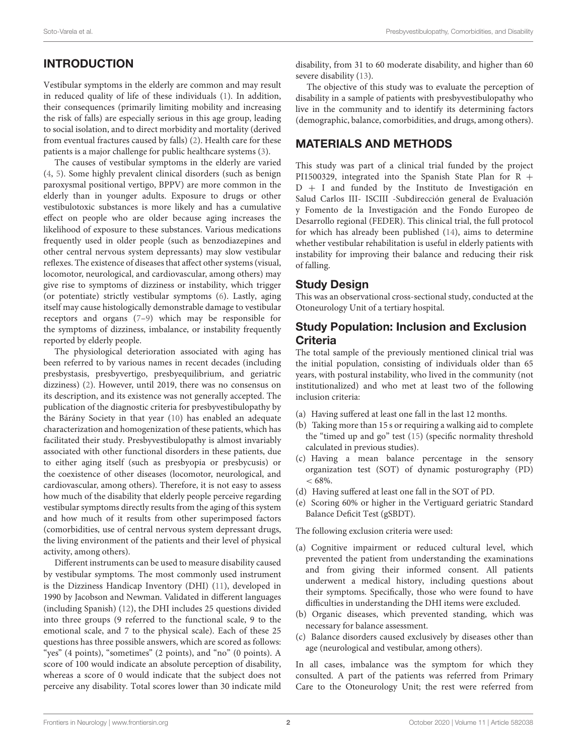## INTRODUCTION

Vestibular symptoms in the elderly are common and may result in reduced quality of life of these individuals (1). In addition, their consequences (primarily limiting mobility and increasing the risk of falls) are especially serious in this age group, leading to social isolation, and to direct morbidity and mortality (derived from eventual fractures caused by falls) (2). Health care for these patients is a major challenge for public healthcare systems (3).

The causes of vestibular symptoms in the elderly are varied (4, 5). Some highly prevalent clinical disorders (such as benign paroxysmal positional vertigo, BPPV) are more common in the elderly than in younger adults. Exposure to drugs or other vestibulotoxic substances is more likely and has a cumulative effect on people who are older because aging increases the likelihood of exposure to these substances. Various medications frequently used in older people (such as benzodiazepines and other central nervous system depressants) may slow vestibular reflexes. The existence of diseases that affect other systems (visual, locomotor, neurological, and cardiovascular, among others) may give rise to symptoms of dizziness or instability, which trigger (or potentiate) strictly vestibular symptoms (6). Lastly, aging itself may cause histologically demonstrable damage to vestibular receptors and organs (7–9) which may be responsible for the symptoms of dizziness, imbalance, or instability frequently reported by elderly people.

The physiological deterioration associated with aging has been referred to by various names in recent decades (including presbystasis, presbyvertigo, presbyequilibrium, and geriatric dizziness) (2). However, until 2019, there was no consensus on its description, and its existence was not generally accepted. The publication of the diagnostic criteria for presbyvestibulopathy by the Bárány Society in that year (10) has enabled an adequate characterization and homogenization of these patients, which has facilitated their study. Presbyvestibulopathy is almost invariably associated with other functional disorders in these patients, due to either aging itself (such as presbyopia or presbycusis) or the coexistence of other diseases (locomotor, neurological, and cardiovascular, among others). Therefore, it is not easy to assess how much of the disability that elderly people perceive regarding vestibular symptoms directly results from the aging of this system and how much of it results from other superimposed factors (comorbidities, use of central nervous system depressant drugs, the living environment of the patients and their level of physical activity, among others).

Different instruments can be used to measure disability caused by vestibular symptoms. The most commonly used instrument is the Dizziness Handicap Inventory (DHI) (11), developed in 1990 by Jacobson and Newman. Validated in different languages (including Spanish) (12), the DHI includes 25 questions divided into three groups (9 referred to the functional scale, 9 to the emotional scale, and 7 to the physical scale). Each of these 25 questions has three possible answers, which are scored as follows: "yes" (4 points), "sometimes" (2 points), and "no" (0 points). A score of 100 would indicate an absolute perception of disability, whereas a score of 0 would indicate that the subject does not perceive any disability. Total scores lower than 30 indicate mild disability, from 31 to 60 moderate disability, and higher than 60 severe disability (13).

The objective of this study was to evaluate the perception of disability in a sample of patients with presbyvestibulopathy who live in the community and to identify its determining factors (demographic, balance, comorbidities, and drugs, among others).

## MATERIALS AND METHODS

This study was part of a clinical trial funded by the project PI1500329, integrated into the Spanish State Plan for R + D + I and funded by the Instituto de Investigación en Salud Carlos III- ISCIII -Subdirección general de Evaluación y Fomento de la Investigación and the Fondo Europeo de Desarrollo regional (FEDER). This clinical trial, the full protocol for which has already been published (14), aims to determine whether vestibular rehabilitation is useful in elderly patients with instability for improving their balance and reducing their risk of falling.

### Study Design

This was an observational cross-sectional study, conducted at the Otoneurology Unit of a tertiary hospital.

### Study Population: Inclusion and Exclusion Criteria

The total sample of the previously mentioned clinical trial was the initial population, consisting of individuals older than 65 years, with postural instability, who lived in the community (not institutionalized) and who met at least two of the following inclusion criteria:

(a) Having suffered at least one fall in the last 12 months.
(b) Taking more than 15 s or requiring a walking aid to complete the "timed up and go" test (15) (specific normality threshold calculated in previous studies).
(c) Having a mean balance percentage in the sensory organization test (SOT) of dynamic posturography (PD) < 68%.
(d) Having suffered at least one fall in the SOT of PD.
(e) Scoring 60% or higher in the Vertiguard geriatric Standard Balance Deficit Test (gSBDT).

The following exclusion criteria were used:

(a) Cognitive impairment or reduced cultural level, which prevented the patient from understanding the examinations and from giving their informed consent. All patients underwent a medical history, including questions about their symptoms. Specifically, those who were found to have difficulties in understanding the DHI items were excluded.
(b) Organic diseases, which prevented standing, which was necessary for balance assessment.
(c) Balance disorders caused exclusively by diseases other than age (neurological and vestibular, among others).

In all cases, imbalance was the symptom for which they consulted. A part of the patients was referred from Primary Care to the Otoneurology Unit; the rest were referred from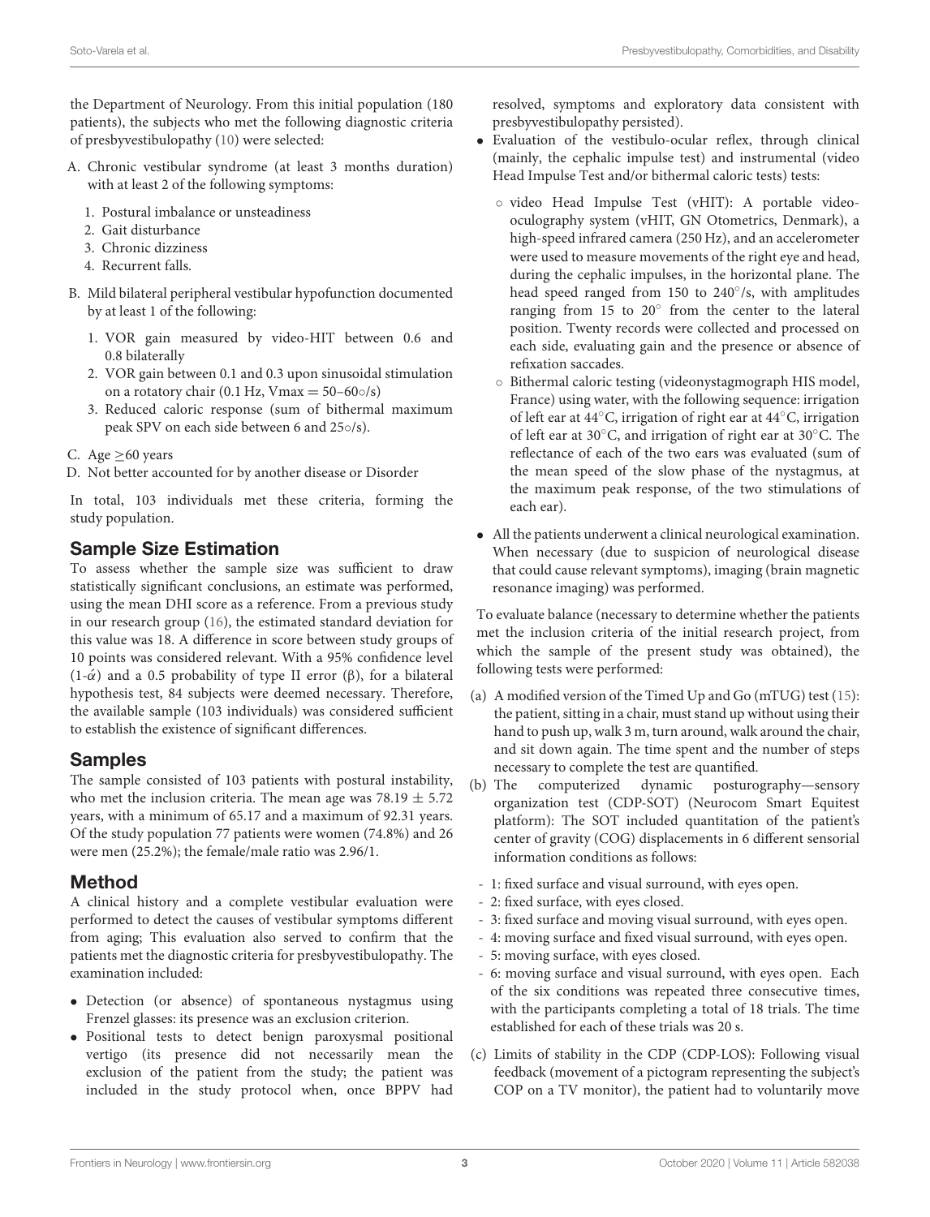the Department of Neurology. From this initial population (180 patients), the subjects who met the following diagnostic criteria of presbyvestibulopathy (10) were selected:

A. Chronic vestibular syndrome (at least 3 months duration) with at least 2 of the following symptoms:
   1. Postural imbalance or unsteadiness
   2. Gait disturbance
   3. Chronic dizziness
   4. Recurrent falls.
B. Mild bilateral peripheral vestibular hypofunction documented by at least 1 of the following:
   1. VOR gain measured by video-HIT between 0.6 and 0.8 bilaterally
   2. VOR gain between 0.1 and 0.3 upon sinusoidal stimulation on a rotatory chair (0.1 Hz, Vmax = 50–60○/s)
   3. Reduced caloric response (sum of bithermal maximum peak SPV on each side between 6 and 25○/s).
C. Age ≥60 years
D. Not better accounted for by another disease or Disorder

In total, 103 individuals met these criteria, forming the study population.

## Sample Size Estimation

To assess whether the sample size was sufficient to draw statistically significant conclusions, an estimate was performed, using the mean DHI score as a reference. From a previous study in our research group (16), the estimated standard deviation for this value was 18. A difference in score between study groups of 10 points was considered relevant. With a 95% confidence level (1-ά) and a 0.5 probability of type II error (β), for a bilateral hypothesis test, 84 subjects were deemed necessary. Therefore, the available sample (103 individuals) was considered sufficient to establish the existence of significant differences.

## Samples

The sample consisted of 103 patients with postural instability, who met the inclusion criteria. The mean age was 78.19 ± 5.72 years, with a minimum of 65.17 and a maximum of 92.31 years. Of the study population 77 patients were women (74.8%) and 26 were men (25.2%); the female/male ratio was 2.96/1.

## Method

A clinical history and a complete vestibular evaluation were performed to detect the causes of vestibular symptoms different from aging; This evaluation also served to confirm that the patients met the diagnostic criteria for presbyvestibulopathy. The examination included:

- Detection (or absence) of spontaneous nystagmus using Frenzel glasses: its presence was an exclusion criterion.
- Positional tests to detect benign paroxysmal positional vertigo (its presence did not necessarily mean the exclusion of the patient from the study; the patient was included in the study protocol when, once BPPV had resolved, symptoms and exploratory data consistent with presbyvestibulopathy persisted).
- Evaluation of the vestibulo-ocular reflex, through clinical (mainly, the cephalic impulse test) and instrumental (video Head Impulse Test and/or bithermal caloric tests) tests:
  - video Head Impulse Test (vHIT): A portable video-oculography system (vHIT, GN Otometrics, Denmark), a high-speed infrared camera (250 Hz), and an accelerometer were used to measure movements of the right eye and head, during the cephalic impulses, in the horizontal plane. The head speed ranged from 150 to 240°/s, with amplitudes ranging from 15 to 20° from the center to the lateral position. Twenty records were collected and processed on each side, evaluating gain and the presence or absence of refixation saccades.
  - Bithermal caloric testing (videonystagmograph HIS model, France) using water, with the following sequence: irrigation of left ear at 44°C, irrigation of right ear at 44°C, irrigation of left ear at 30°C, and irrigation of right ear at 30°C. The reflectance of each of the two ears was evaluated (sum of the mean speed of the slow phase of the nystagmus, at the maximum peak response, of the two stimulations of each ear).
- All the patients underwent a clinical neurological examination. When necessary (due to suspicion of neurological disease that could cause relevant symptoms), imaging (brain magnetic resonance imaging) was performed.

To evaluate balance (necessary to determine whether the patients met the inclusion criteria of the initial research project, from which the sample of the present study was obtained), the following tests were performed:

(a) A modified version of the Timed Up and Go (mTUG) test (15): the patient, sitting in a chair, must stand up without using their hand to push up, walk 3 m, turn around, walk around the chair, and sit down again. The time spent and the number of steps necessary to complete the test are quantified.

(b) The computerized dynamic posturography—sensory organization test (CDP-SOT) (Neurocom Smart Equitest platform): The SOT included quantitation of the patient's center of gravity (COG) displacements in 6 different sensorial information conditions as follows:

- 1: fixed surface and visual surround, with eyes open.
- 2: fixed surface, with eyes closed.
- 3: fixed surface and moving visual surround, with eyes open.
- 4: moving surface and fixed visual surround, with eyes open.
- 5: moving surface, with eyes closed.
- 6: moving surface and visual surround, with eyes open. Each of the six conditions was repeated three consecutive times, with the participants completing a total of 18 trials. The time established for each of these trials was 20 s.

(c) Limits of stability in the CDP (CDP-LOS): Following visual feedback (movement of a pictogram representing the subject's COP on a TV monitor), the patient had to voluntarily move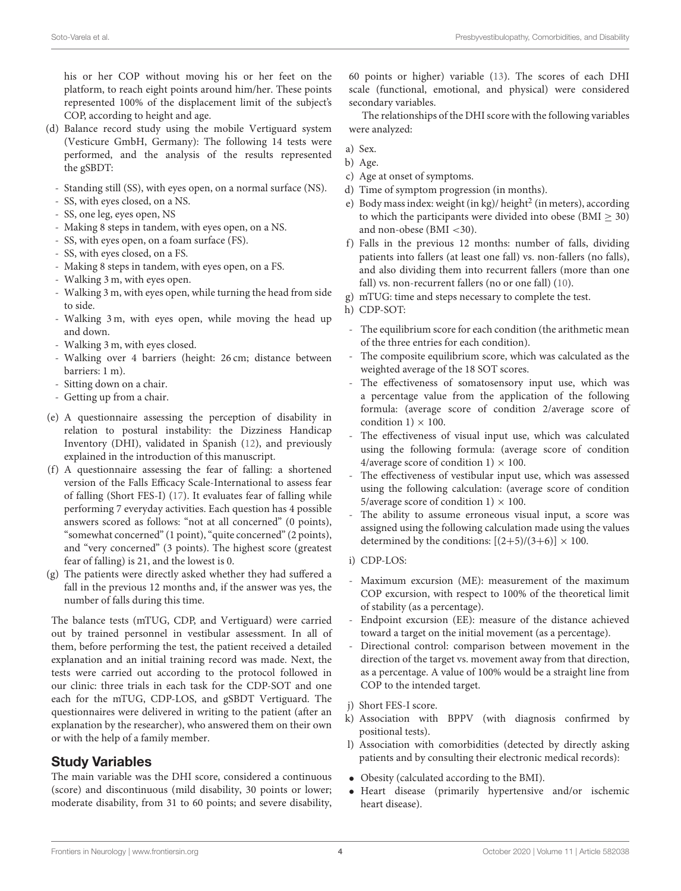his or her COP without moving his or her feet on the platform, to reach eight points around him/her. These points represented 100% of the displacement limit of the subject's COP, according to height and age.

(d) Balance record study using the mobile Vertiguard system (Vesticure GmbH, Germany): The following 14 tests were performed, and the analysis of the results represented the gSBDT:

- Standing still (SS), with eyes open, on a normal surface (NS).
- SS, with eyes closed, on a NS.
- SS, one leg, eyes open, NS
- Making 8 steps in tandem, with eyes open, on a NS.
- SS, with eyes open, on a foam surface (FS).
- SS, with eyes closed, on a FS.
- Making 8 steps in tandem, with eyes open, on a FS.
- Walking 3 m, with eyes open.
- Walking 3 m, with eyes open, while turning the head from side to side.
- Walking 3 m, with eyes open, while moving the head up and down.
- Walking 3 m, with eyes closed.
- Walking over 4 barriers (height: 26 cm; distance between barriers: 1 m).
- Sitting down on a chair.
- Getting up from a chair.

(e) A questionnaire assessing the perception of disability in relation to postural instability: the Dizziness Handicap Inventory (DHI), validated in Spanish (12), and previously explained in the introduction of this manuscript.

(f) A questionnaire assessing the fear of falling: a shortened version of the Falls Efficacy Scale-International to assess fear of falling (Short FES-I) (17). It evaluates fear of falling while performing 7 everyday activities. Each question has 4 possible answers scored as follows: "not at all concerned" (0 points), "somewhat concerned" (1 point), "quite concerned" (2 points), and "very concerned" (3 points). The highest score (greatest fear of falling) is 21, and the lowest is 0.

(g) The patients were directly asked whether they had suffered a fall in the previous 12 months and, if the answer was yes, the number of falls during this time.

The balance tests (mTUG, CDP, and Vertiguard) were carried out by trained personnel in vestibular assessment. In all of them, before performing the test, the patient received a detailed explanation and an initial training record was made. Next, the tests were carried out according to the protocol followed in our clinic: three trials in each task for the CDP-SOT and one each for the mTUG, CDP-LOS, and gSBDT Vertiguard. The questionnaires were delivered in writing to the patient (after an explanation by the researcher), who answered them on their own or with the help of a family member.

## Study Variables

The main variable was the DHI score, considered a continuous (score) and discontinuous (mild disability, 30 points or lower; moderate disability, from 31 to 60 points; and severe disability, 60 points or higher) variable (13). The scores of each DHI scale (functional, emotional, and physical) were considered secondary variables.

The relationships of the DHI score with the following variables were analyzed:

a) Sex.
b) Age.
c) Age at onset of symptoms.
d) Time of symptom progression (in months).
e) Body mass index: weight (in kg)/ height$^2$ (in meters), according to which the participants were divided into obese (BMI $\geq$ 30) and non-obese (BMI <30).
f) Falls in the previous 12 months: number of falls, dividing patients into fallers (at least one fall) vs. non-fallers (no falls), and also dividing them into recurrent fallers (more than one fall) vs. non-recurrent fallers (no or one fall) (10).
g) mTUG: time and steps necessary to complete the test.
h) CDP-SOT:

- The equilibrium score for each condition (the arithmetic mean of the three entries for each condition).
- The composite equilibrium score, which was calculated as the weighted average of the 18 SOT scores.
- The effectiveness of somatosensory input use, which was a percentage value from the application of the following formula: (average score of condition 2/average score of condition 1) $\times$ 100.
- The effectiveness of visual input use, which was calculated using the following formula: (average score of condition 4/average score of condition 1) $\times$ 100.
- The effectiveness of vestibular input use, which was assessed using the following calculation: (average score of condition 5/average score of condition 1) $\times$ 100.
- The ability to assume erroneous visual input, a score was assigned using the following calculation made using the values determined by the conditions: $[(2+5)/(3+6)] \times 100$.

i) CDP-LOS:

- Maximum excursion (ME): measurement of the maximum COP excursion, with respect to 100% of the theoretical limit of stability (as a percentage).
- Endpoint excursion (EE): measure of the distance achieved toward a target on the initial movement (as a percentage).
- Directional control: comparison between movement in the direction of the target vs. movement away from that direction, as a percentage. A value of 100% would be a straight line from COP to the intended target.

j) Short FES-I score.
k) Association with BPPV (with diagnosis confirmed by positional tests).
l) Association with comorbidities (detected by directly asking patients and by consulting their electronic medical records):

- Obesity (calculated according to the BMI).
- Heart disease (primarily hypertensive and/or ischemic heart disease).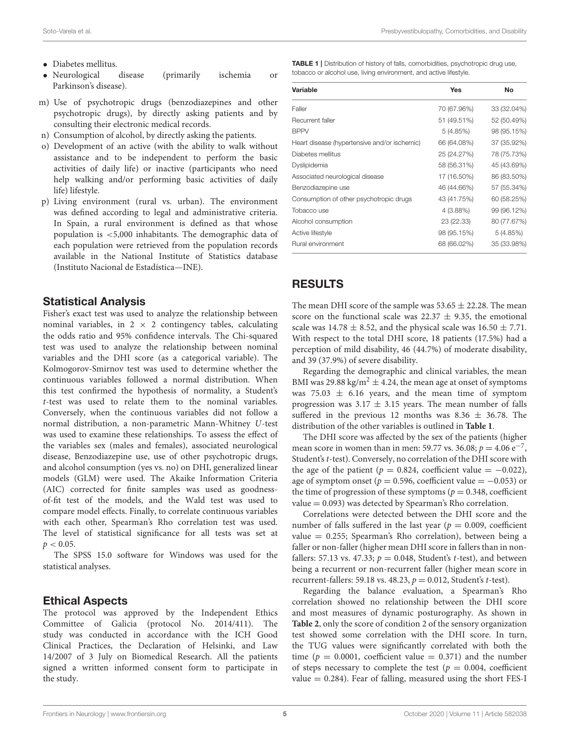- Diabetes mellitus.
- Neurological disease (primarily ischemia or Parkinson's disease).

m) Use of psychotropic drugs (benzodiazepines and other psychotropic drugs), by directly asking patients and by consulting their electronic medical records.

n) Consumption of alcohol, by directly asking the patients.

o) Development of an active (with the ability to walk without assistance and to be independent to perform the basic activities of daily life) or inactive (participants who need help walking and/or performing basic activities of daily life) lifestyle.

p) Living environment (rural vs. urban). The environment was defined according to legal and administrative criteria. In Spain, a rural environment is defined as that whose population is <5,000 inhabitants. The demographic data of each population were retrieved from the population records available in the National Institute of Statistics database (Instituto Nacional de Estadística—INE).

## Statistical Analysis

Fisher's exact test was used to analyze the relationship between nominal variables, in 2 × 2 contingency tables, calculating the odds ratio and 95% confidence intervals. The Chi-squared test was used to analyze the relationship between nominal variables and the DHI score (as a categorical variable). The Kolmogorov-Smirnov test was used to determine whether the continuous variables followed a normal distribution. When this test confirmed the hypothesis of normality, a Student's *t*-test was used to relate them to the nominal variables. Conversely, when the continuous variables did not follow a normal distribution, a non-parametric Mann-Whitney *U*-test was used to examine these relationships. To assess the effect of the variables sex (males and females), associated neurological disease, Benzodiazepine use, use of other psychotropic drugs, and alcohol consumption (yes vs. no) on DHI, generalized linear models (GLM) were used. The Akaike Information Criteria (AIC) corrected for finite samples was used as goodness-of-fit test of the models, and the Wald test was used to compare model effects. Finally, to correlate continuous variables with each other, Spearman's Rho correlation test was used. The level of statistical significance for all tests was set at $p < 0.05$.

The SPSS 15.0 software for Windows was used for the statistical analyses.

## Ethical Aspects

The protocol was approved by the Independent Ethics Committee of Galicia (protocol No. 2014/411). The study was conducted in accordance with the ICH Good Clinical Practices, the Declaration of Helsinki, and Law 14/2007 of 3 July on Biomedical Research. All the patients signed a written informed consent form to participate in the study.

**TABLE 1** | Distribution of history of falls, comorbidities, psychotropic drug use, tobacco or alcohol use, living environment, and active lifestyle.

| Variable | Yes | No |
|---|---|---|
| Faller | 70 (67.96%) | 33 (32.04%) |
| Recurrent faller | 51 (49.51%) | 52 (50.49%) |
| BPPV | 5 (4.85%) | 98 (95.15%) |
| Heart disease (hypertensive and/or ischemic) | 66 (64.08%) | 37 (35.92%) |
| Diabetes mellitus | 25 (24.27%) | 78 (75.73%) |
| Dyslipidemia | 58 (56.31%) | 45 (43.69%) |
| Associated neurological disease | 17 (16.50%) | 86 (83.50%) |
| Benzodiazepine use | 46 (44.66%) | 57 (55.34%) |
| Consumption of other psychotropic drugs | 43 (41.75%) | 60 (58.25%) |
| Tobacco use | 4 (3.88%) | 99 (96.12%) |
| Alcohol consumption | 23 (22.33) | 80 (77.67%) |
| Active lifestyle | 98 (95.15%) | 5 (4.85%) |
| Rural environment | 68 (66.02%) | 35 (33.98%) |

## RESULTS

The mean DHI score of the sample was 53.65 ± 22.28. The mean score on the functional scale was 22.37 ± 9.35, the emotional scale was 14.78 ± 8.52, and the physical scale was 16.50 ± 7.71. With respect to the total DHI score, 18 patients (17.5%) had a perception of mild disability, 46 (44.7%) of moderate disability, and 39 (37.9%) of severe disability.

Regarding the demographic and clinical variables, the mean BMI was 29.88 $kg/m^2$ ± 4.24, the mean age at onset of symptoms was 75.03 ± 6.16 years, and the mean time of symptom progression was 3.17 ± 3.15 years. The mean number of falls suffered in the previous 12 months was 8.36 ± 36.78. The distribution of the other variables is outlined in **Table 1**.

The DHI score was affected by the sex of the patients (higher mean score in women than in men: 59.77 vs. 36.08; $p = 4.06\ e^{-7}$, Student's *t*-test). Conversely, no correlation of the DHI score with the age of the patient ($p = 0.824$, coefficient value = −0.022), age of symptom onset ($p = 0.596$, coefficient value = −0.053) or the time of progression of these symptoms ($p = 0.348$, coefficient value = 0.093) was detected by Spearman's Rho correlation.

Correlations were detected between the DHI score and the number of falls suffered in the last year ($p = 0.009$, coefficient value = 0.255; Spearman's Rho correlation), between being a faller or non-faller (higher mean DHI score in fallers than in non-fallers: 57.13 vs. 47.33; $p = 0.048$, Student's *t*-test), and between being a recurrent or non-recurrent faller (higher mean score in recurrent-fallers: 59.18 vs. 48.23, $p = 0.012$, Student's *t*-test).

Regarding the balance evaluation, a Spearman's Rho correlation showed no relationship between the DHI score and most measures of dynamic posturography. As shown in **Table 2**, only the score of condition 2 of the sensory organization test showed some correlation with the DHI score. In turn, the TUG values were significantly correlated with both the time ($p = 0.0001$, coefficient value = 0.371) and the number of steps necessary to complete the test ($p = 0.004$, coefficient value = 0.284). Fear of falling, measured using the short FES-I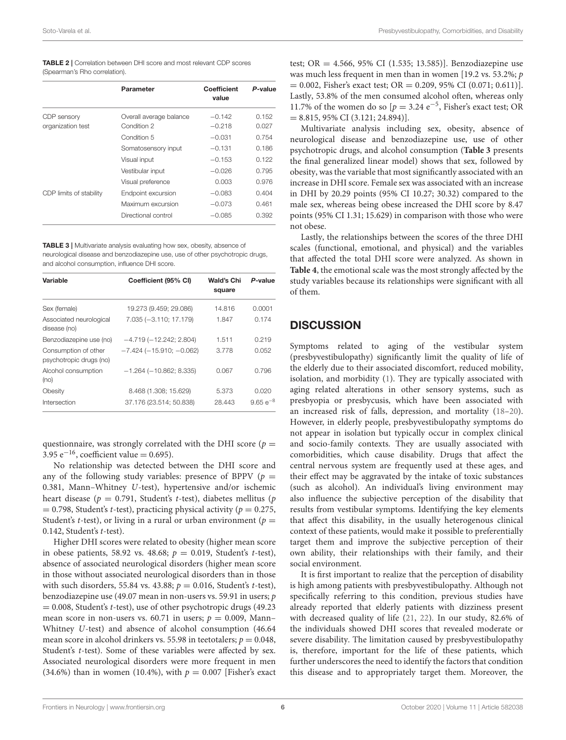**TABLE 2 |** Correlation between DHI score and most relevant CDP scores (Spearman's Rho correlation).

| | Parameter | Coefficient value | P-value |
|---|---|---|---|
| CDP sensory organization test | Overall average balance | −0.142 | 0.152 |
| | Condition 2 | −0.218 | 0.027 |
| | Condition 5 | −0.031 | 0.754 |
| | Somatosensory input | −0.131 | 0.186 |
| | Visual input | −0.153 | 0.122 |
| | Vestibular input | −0.026 | 0.795 |
| | Visual preference | 0.003 | 0.976 |
| CDP limits of stability | Endpoint excursion | −0.083 | 0.404 |
| | Maximum excursion | −0.073 | 0.461 |
| | Directional control | −0.085 | 0.392 |

**TABLE 3 |** Multivariate analysis evaluating how sex, obesity, absence of neurological disease and benzodiazepine use, use of other psychotropic drugs, and alcohol consumption, influence DHI score.

| Variable | Coefficient (95% CI) | Wald's Chi square | P-value |
|---|---|---|---|
| Sex (female) | 19.273 (9.459; 29.086) | 14.816 | 0.0001 |
| Associated neurological disease (no) | 7.035 (−3.110; 17.179) | 1.847 | 0.174 |
| Benzodiazepine use (no) | −4.719 (−12.242; 2.804) | 1.511 | 0.219 |
| Consumption of other psychotropic drugs (no) | −7.424 (−15.910; −0.062) | 3.778 | 0.052 |
| Alcohol consumption (no) | −1.264 (−10.862; 8.335) | 0.067 | 0.796 |
| Obesity | 8.468 (1.308; 15.629) | 5.373 | 0.020 |
| Intersection | 37.176 (23.514; 50.838) | 28.443 | $9.65\ e^{-8}$ |

questionnaire, was strongly correlated with the DHI score ($p = 3.95\ e^{-16}$, coefficient value = 0.695).

No relationship was detected between the DHI score and any of the following study variables: presence of BPPV ($p = 0.381$, Mann–Whitney *U*-test), hypertensive and/or ischemic heart disease ($p = 0.791$, Student's *t*-test), diabetes mellitus ($p = 0.798$, Student's *t*-test), practicing physical activity ($p = 0.275$, Student's *t*-test), or living in a rural or urban environment ($p = 0.142$, Student's *t*-test).

Higher DHI scores were related to obesity (higher mean score in obese patients, 58.92 vs. 48.68; $p = 0.019$, Student's *t*-test), absence of associated neurological disorders (higher mean score in those without associated neurological disorders than in those with such disorders, 55.84 vs. 43.88; $p = 0.016$, Student's *t*-test), benzodiazepine use (49.07 mean in non-users vs. 59.91 in users; $p = 0.008$, Student's *t*-test), use of other psychotropic drugs (49.23 mean score in non-users vs. 60.71 in users; $p = 0.009$, Mann–Whitney *U*-test) and absence of alcohol consumption (46.64 mean score in alcohol drinkers vs. 55.98 in teetotalers; $p = 0.048$, Student's *t*-test). Some of these variables were affected by sex. Associated neurological disorders were more frequent in men (34.6%) than in women (10.4%), with $p = 0.007$ [Fisher's exact test; OR = 4.566, 95% CI (1.535; 13.585)]. Benzodiazepine use was much less frequent in men than in women [19.2 vs. 53.2%; $p = 0.002$, Fisher's exact test; OR = 0.209, 95% CI (0.071; 0.611)]. Lastly, 53.8% of the men consumed alcohol often, whereas only 11.7% of the women do so [$p = 3.24\ e^{-5}$, Fisher's exact test; OR = 8.815, 95% CI (3.121; 24.894)].

Multivariate analysis including sex, obesity, absence of neurological disease and benzodiazepine use, use of other psychotropic drugs, and alcohol consumption (**Table 3** presents the final generalized linear model) shows that sex, followed by obesity, was the variable that most significantly associated with an increase in DHI score. Female sex was associated with an increase in DHI by 20.29 points (95% CI 10.27; 30.32) compared to the male sex, whereas being obese increased the DHI score by 8.47 points (95% CI 1.31; 15.629) in comparison with those who were not obese.

Lastly, the relationships between the scores of the three DHI scales (functional, emotional, and physical) and the variables that affected the total DHI score were analyzed. As shown in **Table 4**, the emotional scale was the most strongly affected by the study variables because its relationships were significant with all of them.

## DISCUSSION

Symptoms related to aging of the vestibular system (presbyvestibulopathy) significantly limit the quality of life of the elderly due to their associated discomfort, reduced mobility, isolation, and morbidity (1). They are typically associated with aging related alterations in other sensory systems, such as presbyopia or presbycusis, which have been associated with an increased risk of falls, depression, and mortality (18–20). However, in elderly people, presbyvestibulopathy symptoms do not appear in isolation but typically occur in complex clinical and socio-family contexts. They are usually associated with comorbidities, which cause disability. Drugs that affect the central nervous system are frequently used at these ages, and their effect may be aggravated by the intake of toxic substances (such as alcohol). An individual's living environment may also influence the subjective perception of the disability that results from vestibular symptoms. Identifying the key elements that affect this disability, in the usually heterogenous clinical context of these patients, would make it possible to preferentially target them and improve the subjective perception of their own ability, their relationships with their family, and their social environment.

It is first important to realize that the perception of disability is high among patients with presbyvestibulopathy. Although not specifically referring to this condition, previous studies have already reported that elderly patients with dizziness present with decreased quality of life (21, 22). In our study, 82.6% of the individuals showed DHI scores that revealed moderate or severe disability. The limitation caused by presbyvestibulopathy is, therefore, important for the life of these patients, which further underscores the need to identify the factors that condition this disease and to appropriately target them. Moreover, the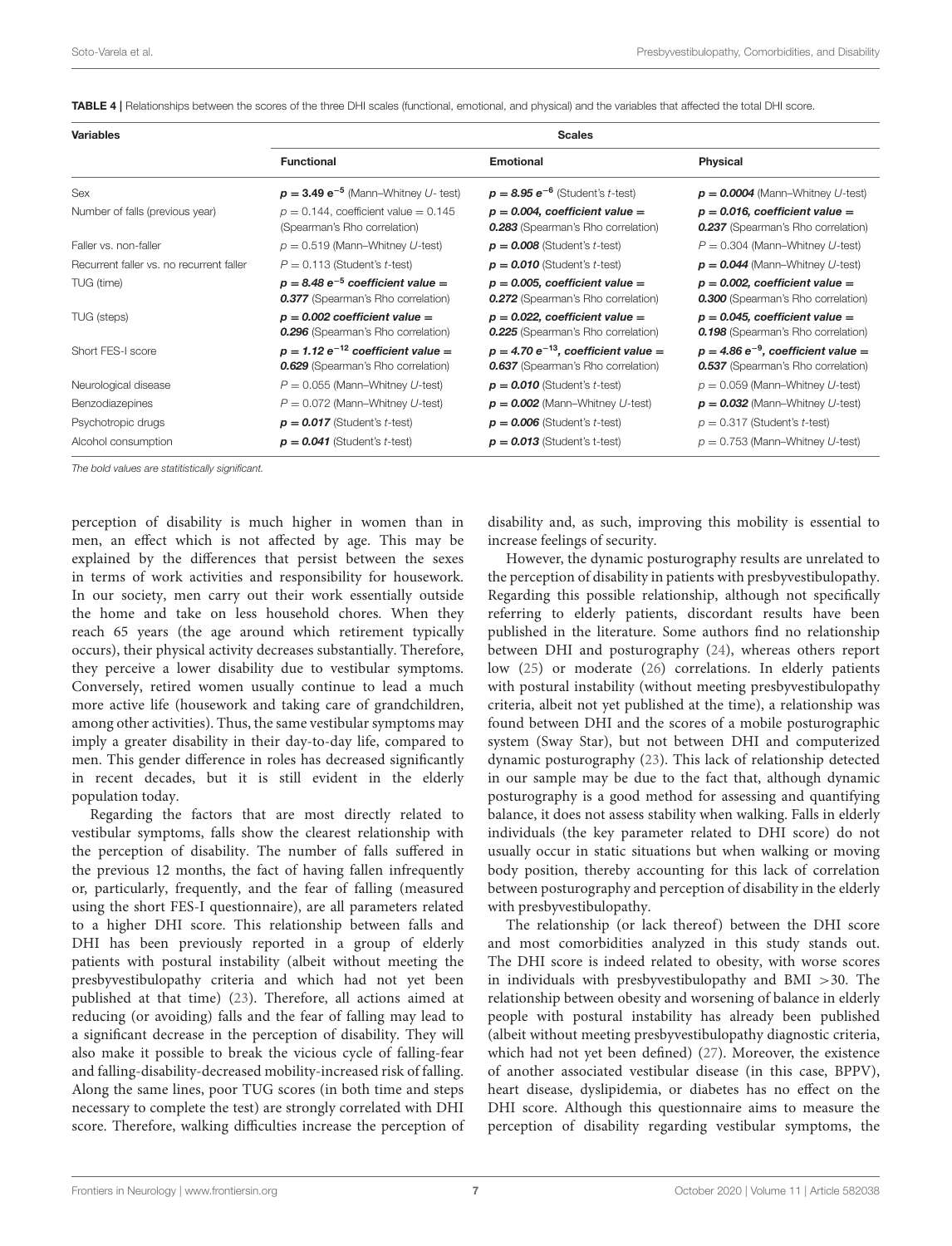**TABLE 4 |** Relationships between the scores of the three DHI scales (functional, emotional, and physical) and the variables that affected the total DHI score.

| Variables | Scales | | |
|---|---|---|---|
| | Functional | Emotional | Physical |
| Sex | $\boldsymbol{p = 3.49\ e^{-5}}$ (Mann–Whitney *U*- test) | $\boldsymbol{p = 8.95\ e^{-6}}$ (Student's *t*-test) | ***p* = 0.0004** (Mann–Whitney *U*-test) |
| Number of falls (previous year) | *p* = 0.144, coefficient value = 0.145 (Spearman's Rho correlation) | ***p* = 0.004, coefficient value = 0.283** (Spearman's Rho correlation) | ***p* = 0.016, coefficient value = 0.237** (Spearman's Rho correlation) |
| Faller vs. non-faller | *p* = 0.519 (Mann–Whitney *U*-test) | ***p* = 0.008** (Student's *t*-test) | *P* = 0.304 (Mann–Whitney *U*-test) |
| Recurrent faller vs. no recurrent faller | *P* = 0.113 (Student's *t*-test) | ***p* = 0.010** (Student's *t*-test) | ***p* = 0.044** (Mann–Whitney *U*-test) |
| TUG (time) | $\boldsymbol{p = 8.48\ e^{-5}}$ **coefficient value = 0.377** (Spearman's Rho correlation) | ***p* = 0.005, coefficient value = 0.272** (Spearman's Rho correlation) | ***p* = 0.002, coefficient value = 0.300** (Spearman's Rho correlation) |
| TUG (steps) | ***p* = 0.002 coefficient value = 0.296** (Spearman's Rho correlation) | ***p* = 0.022, coefficient value = 0.225** (Spearman's Rho correlation) | ***p* = 0.045, coefficient value = 0.198** (Spearman's Rho correlation) |
| Short FES-I score | $\boldsymbol{p = 1.12\ e^{-12}}$ **coefficient value = 0.629** (Spearman's Rho correlation) | $\boldsymbol{p = 4.70\ e^{-13}}$**, coefficient value = 0.637** (Spearman's Rho correlation) | $\boldsymbol{p = 4.86\ e^{-9}}$**, coefficient value = 0.537** (Spearman's Rho correlation) |
| Neurological disease | *P* = 0.055 (Mann–Whitney *U*-test) | ***p* = 0.010** (Student's *t*-test) | *p* = 0.059 (Mann–Whitney *U*-test) |
| Benzodiazepines | *P* = 0.072 (Mann–Whitney *U*-test) | ***p* = 0.002** (Mann–Whitney *U*-test) | ***p* = 0.032** (Mann–Whitney *U*-test) |
| Psychotropic drugs | ***p* = 0.017** (Student's *t*-test) | ***p* = 0.006** (Student's *t*-test) | *p* = 0.317 (Student's *t*-test) |
| Alcohol consumption | ***p* = 0.041** (Student's *t*-test) | ***p* = 0.013** (Student's t-test) | *p* = 0.753 (Mann–Whitney *U*-test) |

*The bold values are statitistically significant.*

perception of disability is much higher in women than in men, an effect which is not affected by age. This may be explained by the differences that persist between the sexes in terms of work activities and responsibility for housework. In our society, men carry out their work essentially outside the home and take on less household chores. When they reach 65 years (the age around which retirement typically occurs), their physical activity decreases substantially. Therefore, they perceive a lower disability due to vestibular symptoms. Conversely, retired women usually continue to lead a much more active life (housework and taking care of grandchildren, among other activities). Thus, the same vestibular symptoms may imply a greater disability in their day-to-day life, compared to men. This gender difference in roles has decreased significantly in recent decades, but it is still evident in the elderly population today.

Regarding the factors that are most directly related to vestibular symptoms, falls show the clearest relationship with the perception of disability. The number of falls suffered in the previous 12 months, the fact of having fallen infrequently or, particularly, frequently, and the fear of falling (measured using the short FES-I questionnaire), are all parameters related to a higher DHI score. This relationship between falls and DHI has been previously reported in a group of elderly patients with postural instability (albeit without meeting the presbyvestibulopathy criteria and which had not yet been published at that time) (23). Therefore, all actions aimed at reducing (or avoiding) falls and the fear of falling may lead to a significant decrease in the perception of disability. They will also make it possible to break the vicious cycle of falling-fear and falling-disability-decreased mobility-increased risk of falling. Along the same lines, poor TUG scores (in both time and steps necessary to complete the test) are strongly correlated with DHI score. Therefore, walking difficulties increase the perception of disability and, as such, improving this mobility is essential to increase feelings of security.

However, the dynamic posturography results are unrelated to the perception of disability in patients with presbyvestibulopathy. Regarding this possible relationship, although not specifically referring to elderly patients, discordant results have been published in the literature. Some authors find no relationship between DHI and posturography (24), whereas others report low (25) or moderate (26) correlations. In elderly patients with postural instability (without meeting presbyvestibulopathy criteria, albeit not yet published at the time), a relationship was found between DHI and the scores of a mobile posturographic system (Sway Star), but not between DHI and computerized dynamic posturography (23). This lack of relationship detected in our sample may be due to the fact that, although dynamic posturography is a good method for assessing and quantifying balance, it does not assess stability when walking. Falls in elderly individuals (the key parameter related to DHI score) do not usually occur in static situations but when walking or moving body position, thereby accounting for this lack of correlation between posturography and perception of disability in the elderly with presbyvestibulopathy.

The relationship (or lack thereof) between the DHI score and most comorbidities analyzed in this study stands out. The DHI score is indeed related to obesity, with worse scores in individuals with presbyvestibulopathy and BMI >30. The relationship between obesity and worsening of balance in elderly people with postural instability has already been published (albeit without meeting presbyvestibulopathy diagnostic criteria, which had not yet been defined) (27). Moreover, the existence of another associated vestibular disease (in this case, BPPV), heart disease, dyslipidemia, or diabetes has no effect on the DHI score. Although this questionnaire aims to measure the perception of disability regarding vestibular symptoms, the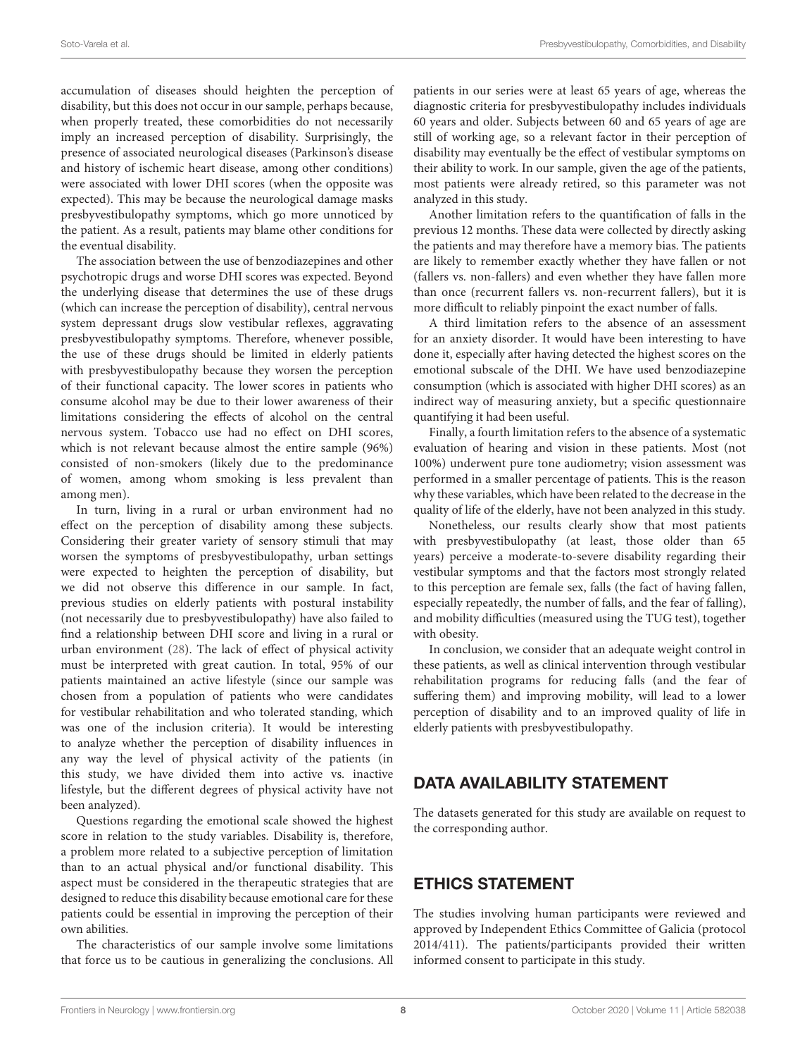accumulation of diseases should heighten the perception of disability, but this does not occur in our sample, perhaps because, when properly treated, these comorbidities do not necessarily imply an increased perception of disability. Surprisingly, the presence of associated neurological diseases (Parkinson's disease and history of ischemic heart disease, among other conditions) were associated with lower DHI scores (when the opposite was expected). This may be because the neurological damage masks presbyvestibulopathy symptoms, which go more unnoticed by the patient. As a result, patients may blame other conditions for the eventual disability.

The association between the use of benzodiazepines and other psychotropic drugs and worse DHI scores was expected. Beyond the underlying disease that determines the use of these drugs (which can increase the perception of disability), central nervous system depressant drugs slow vestibular reflexes, aggravating presbyvestibulopathy symptoms. Therefore, whenever possible, the use of these drugs should be limited in elderly patients with presbyvestibulopathy because they worsen the perception of their functional capacity. The lower scores in patients who consume alcohol may be due to their lower awareness of their limitations considering the effects of alcohol on the central nervous system. Tobacco use had no effect on DHI scores, which is not relevant because almost the entire sample (96%) consisted of non-smokers (likely due to the predominance of women, among whom smoking is less prevalent than among men).

In turn, living in a rural or urban environment had no effect on the perception of disability among these subjects. Considering their greater variety of sensory stimuli that may worsen the symptoms of presbyvestibulopathy, urban settings were expected to heighten the perception of disability, but we did not observe this difference in our sample. In fact, previous studies on elderly patients with postural instability (not necessarily due to presbyvestibulopathy) have also failed to find a relationship between DHI score and living in a rural or urban environment (28). The lack of effect of physical activity must be interpreted with great caution. In total, 95% of our patients maintained an active lifestyle (since our sample was chosen from a population of patients who were candidates for vestibular rehabilitation and who tolerated standing, which was one of the inclusion criteria). It would be interesting to analyze whether the perception of disability influences in any way the level of physical activity of the patients (in this study, we have divided them into active vs. inactive lifestyle, but the different degrees of physical activity have not been analyzed).

Questions regarding the emotional scale showed the highest score in relation to the study variables. Disability is, therefore, a problem more related to a subjective perception of limitation than to an actual physical and/or functional disability. This aspect must be considered in the therapeutic strategies that are designed to reduce this disability because emotional care for these patients could be essential in improving the perception of their own abilities.

The characteristics of our sample involve some limitations that force us to be cautious in generalizing the conclusions. All patients in our series were at least 65 years of age, whereas the diagnostic criteria for presbyvestibulopathy includes individuals 60 years and older. Subjects between 60 and 65 years of age are still of working age, so a relevant factor in their perception of disability may eventually be the effect of vestibular symptoms on their ability to work. In our sample, given the age of the patients, most patients were already retired, so this parameter was not analyzed in this study.

Another limitation refers to the quantification of falls in the previous 12 months. These data were collected by directly asking the patients and may therefore have a memory bias. The patients are likely to remember exactly whether they have fallen or not (fallers vs. non-fallers) and even whether they have fallen more than once (recurrent fallers vs. non-recurrent fallers), but it is more difficult to reliably pinpoint the exact number of falls.

A third limitation refers to the absence of an assessment for an anxiety disorder. It would have been interesting to have done it, especially after having detected the highest scores on the emotional subscale of the DHI. We have used benzodiazepine consumption (which is associated with higher DHI scores) as an indirect way of measuring anxiety, but a specific questionnaire quantifying it had been useful.

Finally, a fourth limitation refers to the absence of a systematic evaluation of hearing and vision in these patients. Most (not 100%) underwent pure tone audiometry; vision assessment was performed in a smaller percentage of patients. This is the reason why these variables, which have been related to the decrease in the quality of life of the elderly, have not been analyzed in this study.

Nonetheless, our results clearly show that most patients with presbyvestibulopathy (at least, those older than 65 years) perceive a moderate-to-severe disability regarding their vestibular symptoms and that the factors most strongly related to this perception are female sex, falls (the fact of having fallen, especially repeatedly, the number of falls, and the fear of falling), and mobility difficulties (measured using the TUG test), together with obesity.

In conclusion, we consider that an adequate weight control in these patients, as well as clinical intervention through vestibular rehabilitation programs for reducing falls (and the fear of suffering them) and improving mobility, will lead to a lower perception of disability and to an improved quality of life in elderly patients with presbyvestibulopathy.

## DATA AVAILABILITY STATEMENT

The datasets generated for this study are available on request to the corresponding author.

## ETHICS STATEMENT

The studies involving human participants were reviewed and approved by Independent Ethics Committee of Galicia (protocol 2014/411). The patients/participants provided their written informed consent to participate in this study.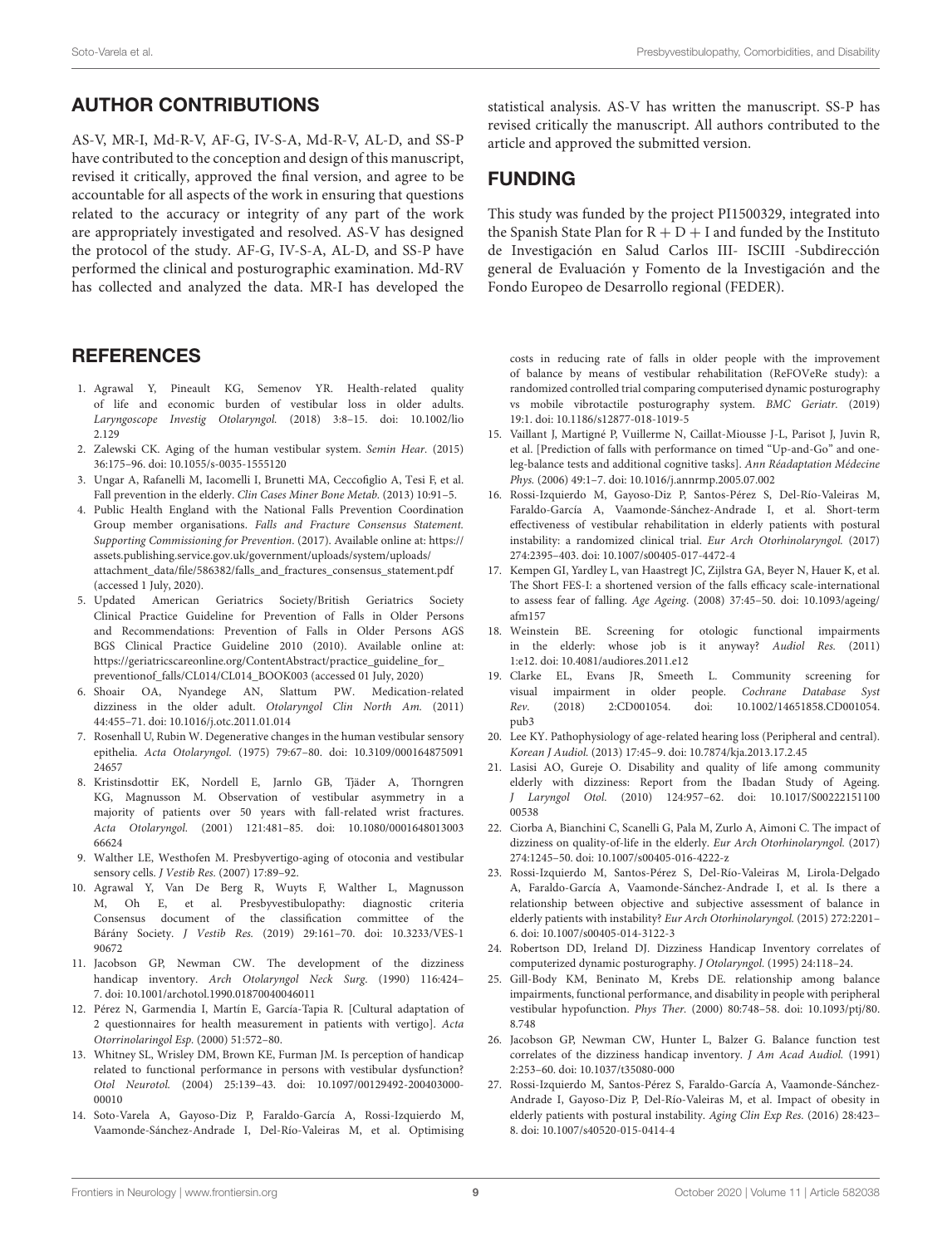## AUTHOR CONTRIBUTIONS

AS-V, MR-I, Md-R-V, AF-G, IV-S-A, Md-R-V, AL-D, and SS-P have contributed to the conception and design of this manuscript, revised it critically, approved the final version, and agree to be accountable for all aspects of the work in ensuring that questions related to the accuracy or integrity of any part of the work are appropriately investigated and resolved. AS-V has designed the protocol of the study. AF-G, IV-S-A, AL-D, and SS-P have performed the clinical and posturographic examination. Md-RV has collected and analyzed the data. MR-I has developed the statistical analysis. AS-V has written the manuscript. SS-P has revised critically the manuscript. All authors contributed to the article and approved the submitted version.

## FUNDING

This study was funded by the project PI1500329, integrated into the Spanish State Plan for R + D + I and funded by the Instituto de Investigación en Salud Carlos III- ISCIII -Subdirección general de Evaluación y Fomento de la Investigación and the Fondo Europeo de Desarrollo regional (FEDER).

## REFERENCES

1. Agrawal Y, Pineault KG, Semenov YR. Health-related quality of life and economic burden of vestibular loss in older adults. *Laryngoscope Investig Otolaryngol.* (2018) 3:8–15. doi: 10.1002/lio2.129
2. Zalewski CK. Aging of the human vestibular system. *Semin Hear.* (2015) 36:175–96. doi: 10.1055/s-0035-1555120
3. Ungar A, Rafanelli M, Iacomelli I, Brunetti MA, Ceccofiglio A, Tesi F, et al. Fall prevention in the elderly. *Clin Cases Miner Bone Metab.* (2013) 10:91–5.
4. Public Health England with the National Falls Prevention Coordination Group member organisations. *Falls and Fracture Consensus Statement. Supporting Commissioning for Prevention.* (2017). Available online at: https://assets.publishing.service.gov.uk/government/uploads/system/uploads/attachment_data/file/586382/falls_and_fractures_consensus_statement.pdf (accessed 1 July, 2020).
5. Updated American Geriatrics Society/British Geriatrics Society Clinical Practice Guideline for Prevention of Falls in Older Persons and Recommendations: Prevention of Falls in Older Persons AGS BGS Clinical Practice Guideline 2010 (2010). Available online at: https://geriatricscareonline.org/ContentAbstract/practice_guideline_for_preventionof_falls/CL014/CL014_BOOK003 (accessed 01 July, 2020)
6. Shoair OA, Nyandege AN, Slattum PW. Medication-related dizziness in the older adult. *Otolaryngol Clin North Am.* (2011) 44:455–71. doi: 10.1016/j.otc.2011.01.014
7. Rosenhall U, Rubin W. Degenerative changes in the human vestibular sensory epithelia. *Acta Otolaryngol.* (1975) 79:67–80. doi: 10.3109/00016487509124657
8. Kristinsdottir EK, Nordell E, Jarnlo GB, Tjäder A, Thorngren KG, Magnusson M. Observation of vestibular asymmetry in a majority of patients over 50 years with fall-related wrist fractures. *Acta Otolaryngol.* (2001) 121:481–85. doi: 10.1080/000164801300366624
9. Walther LE, Westhofen M. Presbyvertigo-aging of otoconia and vestibular sensory cells. *J Vestib Res.* (2007) 17:89–92.
10. Agrawal Y, Van De Berg R, Wuyts F, Walther L, Magnusson M, Oh E, et al. Presbyvestibulopathy: diagnostic criteria Consensus document of the classification committee of the Bárány Society. *J Vestib Res.* (2019) 29:161–70. doi: 10.3233/VES-190672
11. Jacobson GP, Newman CW. The development of the dizziness handicap inventory. *Arch Otolaryngol Neck Surg.* (1990) 116:424–7. doi: 10.1001/archotol.1990.01870040046011
12. Pérez N, Garmendia I, Martín E, García-Tapia R. [Cultural adaptation of 2 questionnaires for health measurement in patients with vertigo]. *Acta Otorrinolaringol Esp.* (2000) 51:572–80.
13. Whitney SL, Wrisley DM, Brown KE, Furman JM. Is perception of handicap related to functional performance in persons with vestibular dysfunction? *Otol Neurotol.* (2004) 25:139–43. doi: 10.1097/00129492-200403000-00010
14. Soto-Varela A, Gayoso-Diz P, Faraldo-García A, Rossi-Izquierdo M, Vaamonde-Sánchez-Andrade I, Del-Río-Valeiras M, et al. Optimising costs in reducing rate of falls in older people with the improvement of balance by means of vestibular rehabilitation (ReFOVeRe study): a randomized controlled trial comparing computerised dynamic posturography vs mobile vibrotactile posturography system. *BMC Geriatr.* (2019) 19:1. doi: 10.1186/s12877-018-1019-5
15. Vaillant J, Martigné P, Vuillerme N, Caillat-Miousse J-L, Parisot J, Juvin R, et al. [Prediction of falls with performance on timed "Up-and-Go" and one-leg-balance tests and additional cognitive tasks]. *Ann Réadaptation Médecine Phys.* (2006) 49:1–7. doi: 10.1016/j.annrmp.2005.07.002
16. Rossi-Izquierdo M, Gayoso-Diz P, Santos-Pérez S, Del-Río-Valeiras M, Faraldo-García A, Vaamonde-Sánchez-Andrade I, et al. Short-term effectiveness of vestibular rehabilitation in elderly patients with postural instability: a randomized clinical trial. *Eur Arch Otorhinolaryngol.* (2017) 274:2395–403. doi: 10.1007/s00405-017-4472-4
17. Kempen GI, Yardley L, van Haastregt JC, Zijlstra GA, Beyer N, Hauer K, et al. The Short FES-I: a shortened version of the falls efficacy scale-international to assess fear of falling. *Age Ageing.* (2008) 37:45–50. doi: 10.1093/ageing/afm157
18. Weinstein BE. Screening for otologic functional impairments in the elderly: whose job is it anyway? *Audiol Res.* (2011) 1:e12. doi: 10.4081/audiores.2011.e12
19. Clarke EL, Evans JR, Smeeth L. Community screening for visual impairment in older people. *Cochrane Database Syst Rev.* (2018) 2:CD001054. doi: 10.1002/14651858.CD001054.pub3
20. Lee KY. Pathophysiology of age-related hearing loss (Peripheral and central). *Korean J Audiol.* (2013) 17:45–9. doi: 10.7874/kja.2013.17.2.45
21. Lasisi AO, Gureje O. Disability and quality of life among community elderly with dizziness: Report from the Ibadan Study of Ageing. *J Laryngol Otol.* (2010) 124:957–62. doi: 10.1017/S0022215110000538
22. Ciorba A, Bianchini C, Scanelli G, Pala M, Zurlo A, Aimoni C. The impact of dizziness on quality-of-life in the elderly. *Eur Arch Otorhinolaryngol.* (2017) 274:1245–50. doi: 10.1007/s00405-016-4222-z
23. Rossi-Izquierdo M, Santos-Pérez S, Del-Río-Valeiras M, Lirola-Delgado A, Faraldo-García A, Vaamonde-Sánchez-Andrade I, et al. Is there a relationship between objective and subjective assessment of balance in elderly patients with instability? *Eur Arch Otorhinolaryngol.* (2015) 272:2201–6. doi: 10.1007/s00405-014-3122-3
24. Robertson DD, Ireland DJ. Dizziness Handicap Inventory correlates of computerized dynamic posturography. *J Otolaryngol.* (1995) 24:118–24.
25. Gill-Body KM, Beninato M, Krebs DE. relationship among balance impairments, functional performance, and disability in people with peripheral vestibular hypofunction. *Phys Ther.* (2000) 80:748–58. doi: 10.1093/ptj/80.8.748
26. Jacobson GP, Newman CW, Hunter L, Balzer G. Balance function test correlates of the dizziness handicap inventory. *J Am Acad Audiol.* (1991) 2:253–60. doi: 10.1037/t35080-000
27. Rossi-Izquierdo M, Santos-Pérez S, Faraldo-García A, Vaamonde-Sánchez-Andrade I, Gayoso-Diz P, Del-Río-Valeiras M, et al. Impact of obesity in elderly patients with postural instability. *Aging Clin Exp Res.* (2016) 28:423–8. doi: 10.1007/s40520-015-0414-4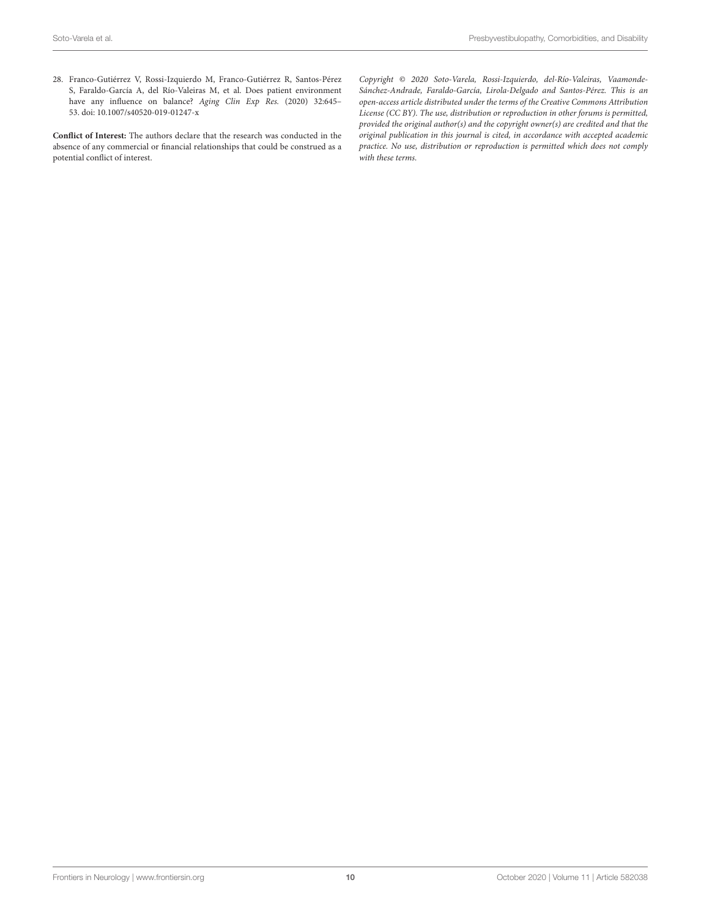28. Franco-Gutiérrez V, Rossi-Izquierdo M, Franco-Gutiérrez R, Santos-Pérez S, Faraldo-García A, del Río-Valeiras M, et al. Does patient environment have any influence on balance? *Aging Clin Exp Res.* (2020) 32:645–53. doi: 10.1007/s40520-019-01247-x

**Conflict of Interest:** The authors declare that the research was conducted in the absence of any commercial or financial relationships that could be construed as a potential conflict of interest.

*Copyright © 2020 Soto-Varela, Rossi-Izquierdo, del-Río-Valeiras, Vaamonde-Sánchez-Andrade, Faraldo-García, Lirola-Delgado and Santos-Pérez. This is an open-access article distributed under the terms of the Creative Commons Attribution License (CC BY). The use, distribution or reproduction in other forums is permitted, provided the original author(s) and the copyright owner(s) are credited and that the original publication in this journal is cited, in accordance with accepted academic practice. No use, distribution or reproduction is permitted which does not comply with these terms.*